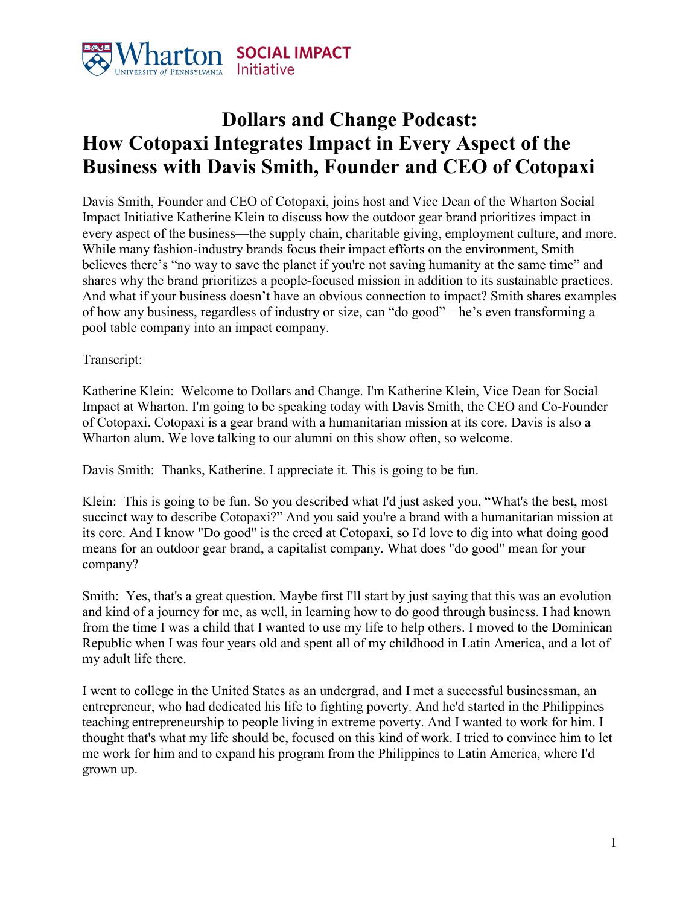# Dollars and Change Podcast: How Cotopaxi Integrates Impact in Every Aspect of the Business with Davis Smith, Founder and CEO of Cotopaxi

Davis Smith, Founder and CEO of Cotopaxi, joins host and Vice Dean of the Wharton Social Impact Initiative Katherine Klein to discuss how the outdoor gear brand prioritizes impact in every aspect of the business—the supply chain, charitable giving, employment culture, and more. While many fashion-industry brands focus their impact efforts on the environment, Smith believes there's "no way to save the planet if you're not saving humanity at the same time" and shares why the brand prioritizes a people-focused mission in addition to its sustainable practices. And what if your business doesn't have an obvious connection to impact? Smith shares examples of how any business, regardless of industry or size, can "do good"—he's even transforming a pool table company into an impact company.

Transcript:

Katherine Klein: Welcome to Dollars and Change. I'm Katherine Klein, Vice Dean for Social Impact at Wharton. I'm going to be speaking today with Davis Smith, the CEO and Co-Founder of Cotopaxi. Cotopaxi is a gear brand with a humanitarian mission at its core. Davis is also a Wharton alum. We love talking to our alumni on this show often, so welcome.

Davis Smith: Thanks, Katherine. I appreciate it. This is going to be fun.

Klein: This is going to be fun. So you described what I'd just asked you, "What's the best, most succinct way to describe Cotopaxi?" And you said you're a brand with a humanitarian mission at its core. And I know "Do good" is the creed at Cotopaxi, so I'd love to dig into what doing good means for an outdoor gear brand, a capitalist company. What does "do good" mean for your company?

Smith: Yes, that's a great question. Maybe first I'll start by just saying that this was an evolution and kind of a journey for me, as well, in learning how to do good through business. I had known from the time I was a child that I wanted to use my life to help others. I moved to the Dominican Republic when I was four years old and spent all of my childhood in Latin America, and a lot of my adult life there.

I went to college in the United States as an undergrad, and I met a successful businessman, an entrepreneur, who had dedicated his life to fighting poverty. And he'd started in the Philippines teaching entrepreneurship to people living in extreme poverty. And I wanted to work for him. I thought that's what my life should be, focused on this kind of work. I tried to convince him to let me work for him and to expand his program from the Philippines to Latin America, where I'd grown up.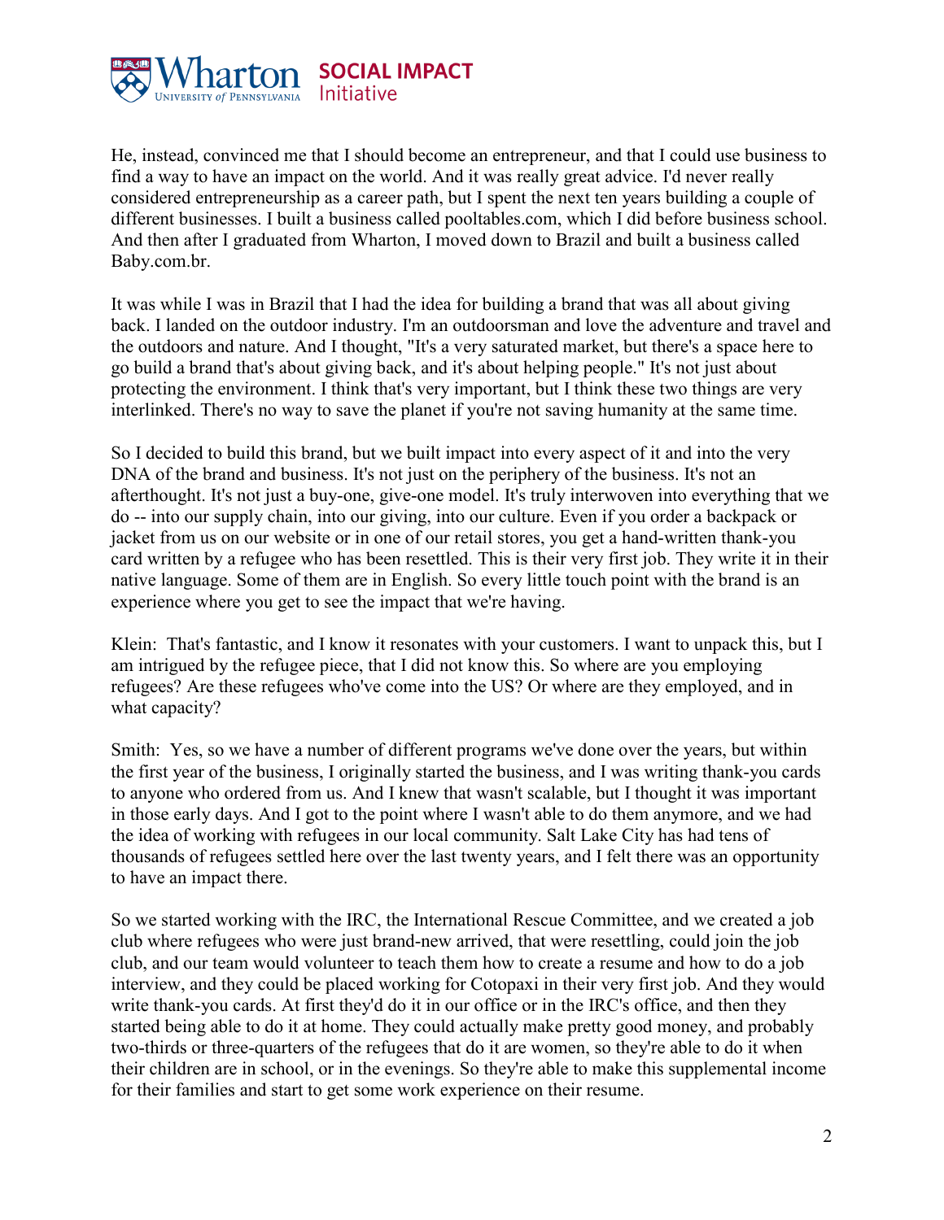He, instead, convinced me that I should become an entrepreneur, and that I could use business to find a way to have an impact on the world. And it was really great advice. I'd never really considered entrepreneurship as a career path, but I spent the next ten years building a couple of different businesses. I built a business called pooltables.com, which I did before business school. And then after I graduated from Wharton, I moved down to Brazil and built a business called Baby.com.br.

It was while I was in Brazil that I had the idea for building a brand that was all about giving back. I landed on the outdoor industry. I'm an outdoorsman and love the adventure and travel and the outdoors and nature. And I thought, "It's a very saturated market, but there's a space here to go build a brand that's about giving back, and it's about helping people." It's not just about protecting the environment. I think that's very important, but I think these two things are very interlinked. There's no way to save the planet if you're not saving humanity at the same time.

So I decided to build this brand, but we built impact into every aspect of it and into the very DNA of the brand and business. It's not just on the periphery of the business. It's not an afterthought. It's not just a buy-one, give-one model. It's truly interwoven into everything that we do -- into our supply chain, into our giving, into our culture. Even if you order a backpack or jacket from us on our website or in one of our retail stores, you get a hand-written thank-you card written by a refugee who has been resettled. This is their very first job. They write it in their native language. Some of them are in English. So every little touch point with the brand is an experience where you get to see the impact that we're having.

Klein: That's fantastic, and I know it resonates with your customers. I want to unpack this, but I am intrigued by the refugee piece, that I did not know this. So where are you employing refugees? Are these refugees who've come into the US? Or where are they employed, and in what capacity?

Smith: Yes, so we have a number of different programs we've done over the years, but within the first year of the business, I originally started the business, and I was writing thank-you cards to anyone who ordered from us. And I knew that wasn't scalable, but I thought it was important in those early days. And I got to the point where I wasn't able to do them anymore, and we had the idea of working with refugees in our local community. Salt Lake City has had tens of thousands of refugees settled here over the last twenty years, and I felt there was an opportunity to have an impact there.

So we started working with the IRC, the International Rescue Committee, and we created a job club where refugees who were just brand-new arrived, that were resettling, could join the job club, and our team would volunteer to teach them how to create a resume and how to do a job interview, and they could be placed working for Cotopaxi in their very first job. And they would write thank-you cards. At first they'd do it in our office or in the IRC's office, and then they started being able to do it at home. They could actually make pretty good money, and probably two-thirds or three-quarters of the refugees that do it are women, so they're able to do it when their children are in school, or in the evenings. So they're able to make this supplemental income for their families and start to get some work experience on their resume.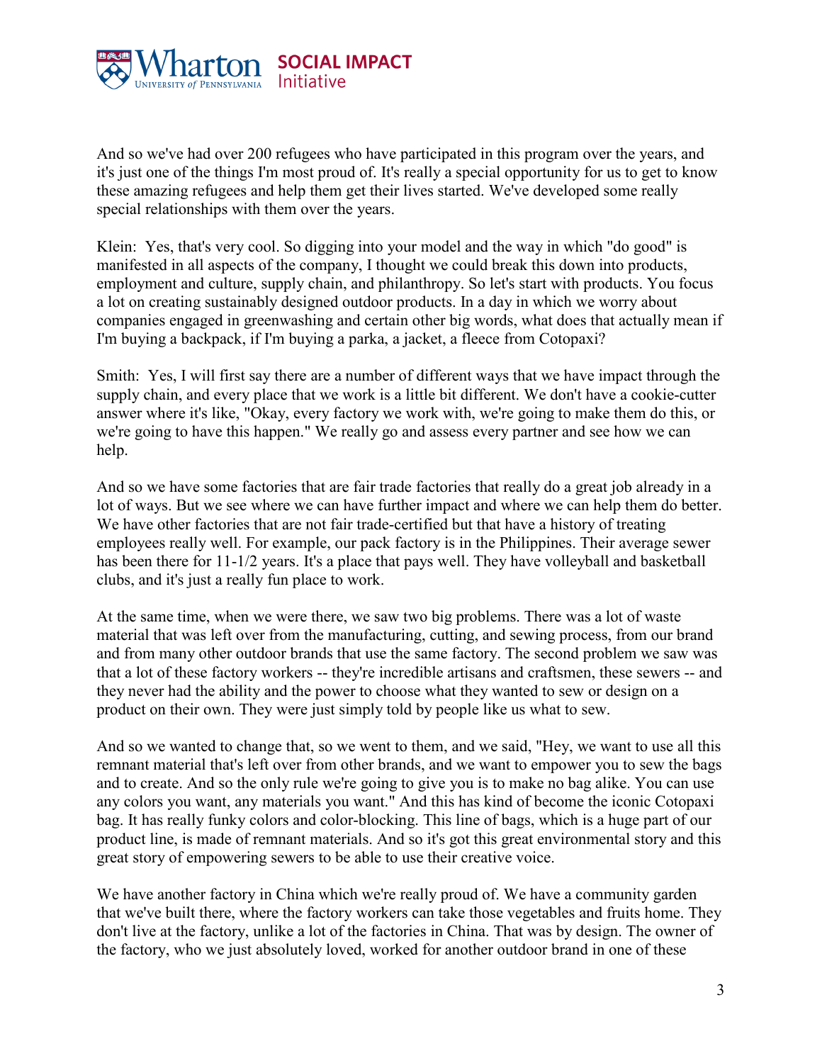And so we've had over 200 refugees who have participated in this program over the years, and it's just one of the things I'm most proud of. It's really a special opportunity for us to get to know these amazing refugees and help them get their lives started. We've developed some really special relationships with them over the years.

Klein: Yes, that's very cool. So digging into your model and the way in which "do good" is manifested in all aspects of the company, I thought we could break this down into products, employment and culture, supply chain, and philanthropy. So let's start with products. You focus a lot on creating sustainably designed outdoor products. In a day in which we worry about companies engaged in greenwashing and certain other big words, what does that actually mean if I'm buying a backpack, if I'm buying a parka, a jacket, a fleece from Cotopaxi?

Smith: Yes, I will first say there are a number of different ways that we have impact through the supply chain, and every place that we work is a little bit different. We don't have a cookie-cutter answer where it's like, "Okay, every factory we work with, we're going to make them do this, or we're going to have this happen." We really go and assess every partner and see how we can help.

And so we have some factories that are fair trade factories that really do a great job already in a lot of ways. But we see where we can have further impact and where we can help them do better. We have other factories that are not fair trade-certified but that have a history of treating employees really well. For example, our pack factory is in the Philippines. Their average sewer has been there for 11-1/2 years. It's a place that pays well. They have volleyball and basketball clubs, and it's just a really fun place to work.

At the same time, when we were there, we saw two big problems. There was a lot of waste material that was left over from the manufacturing, cutting, and sewing process, from our brand and from many other outdoor brands that use the same factory. The second problem we saw was that a lot of these factory workers -- they're incredible artisans and craftsmen, these sewers -- and they never had the ability and the power to choose what they wanted to sew or design on a product on their own. They were just simply told by people like us what to sew.

And so we wanted to change that, so we went to them, and we said, "Hey, we want to use all this remnant material that's left over from other brands, and we want to empower you to sew the bags and to create. And so the only rule we're going to give you is to make no bag alike. You can use any colors you want, any materials you want." And this has kind of become the iconic Cotopaxi bag. It has really funky colors and color-blocking. This line of bags, which is a huge part of our product line, is made of remnant materials. And so it's got this great environmental story and this great story of empowering sewers to be able to use their creative voice.

We have another factory in China which we're really proud of. We have a community garden that we've built there, where the factory workers can take those vegetables and fruits home. They don't live at the factory, unlike a lot of the factories in China. That was by design. The owner of the factory, who we just absolutely loved, worked for another outdoor brand in one of these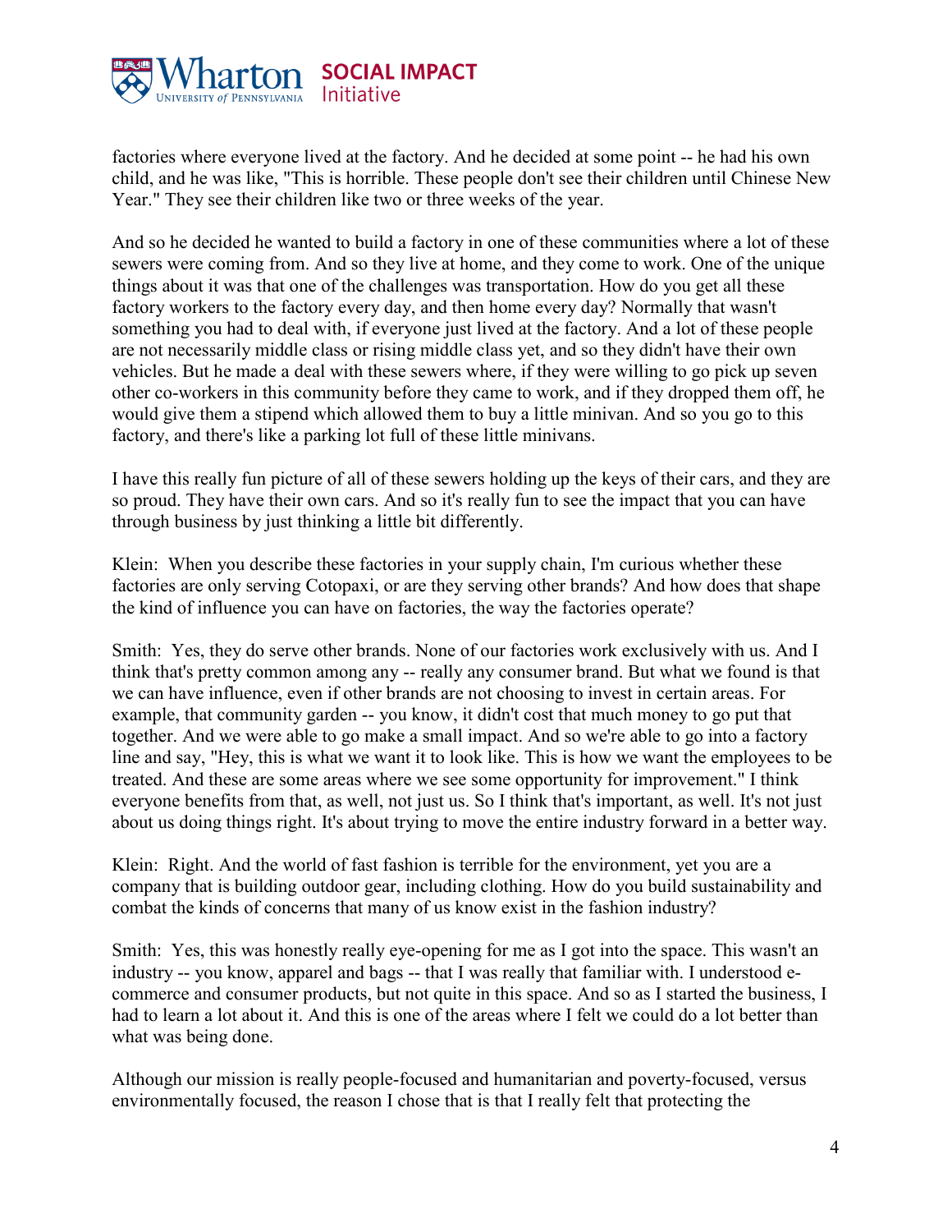factories where everyone lived at the factory. And he decided at some point -- he had his own child, and he was like, "This is horrible. These people don't see their children until Chinese New Year." They see their children like two or three weeks of the year.

And so he decided he wanted to build a factory in one of these communities where a lot of these sewers were coming from. And so they live at home, and they come to work. One of the unique things about it was that one of the challenges was transportation. How do you get all these factory workers to the factory every day, and then home every day? Normally that wasn't something you had to deal with, if everyone just lived at the factory. And a lot of these people are not necessarily middle class or rising middle class yet, and so they didn't have their own vehicles. But he made a deal with these sewers where, if they were willing to go pick up seven other co-workers in this community before they came to work, and if they dropped them off, he would give them a stipend which allowed them to buy a little minivan. And so you go to this factory, and there's like a parking lot full of these little minivans.

I have this really fun picture of all of these sewers holding up the keys of their cars, and they are so proud. They have their own cars. And so it's really fun to see the impact that you can have through business by just thinking a little bit differently.

Klein: When you describe these factories in your supply chain, I'm curious whether these factories are only serving Cotopaxi, or are they serving other brands? And how does that shape the kind of influence you can have on factories, the way the factories operate?

Smith: Yes, they do serve other brands. None of our factories work exclusively with us. And I think that's pretty common among any -- really any consumer brand. But what we found is that we can have influence, even if other brands are not choosing to invest in certain areas. For example, that community garden -- you know, it didn't cost that much money to go put that together. And we were able to go make a small impact. And so we're able to go into a factory line and say, "Hey, this is what we want it to look like. This is how we want the employees to be treated. And these are some areas where we see some opportunity for improvement." I think everyone benefits from that, as well, not just us. So I think that's important, as well. It's not just about us doing things right. It's about trying to move the entire industry forward in a better way.

Klein: Right. And the world of fast fashion is terrible for the environment, yet you are a company that is building outdoor gear, including clothing. How do you build sustainability and combat the kinds of concerns that many of us know exist in the fashion industry?

Smith: Yes, this was honestly really eye-opening for me as I got into the space. This wasn't an industry -- you know, apparel and bags -- that I was really that familiar with. I understood e-commerce and consumer products, but not quite in this space. And so as I started the business, I had to learn a lot about it. And this is one of the areas where I felt we could do a lot better than what was being done.

Although our mission is really people-focused and humanitarian and poverty-focused, versus environmentally focused, the reason I chose that is that I really felt that protecting the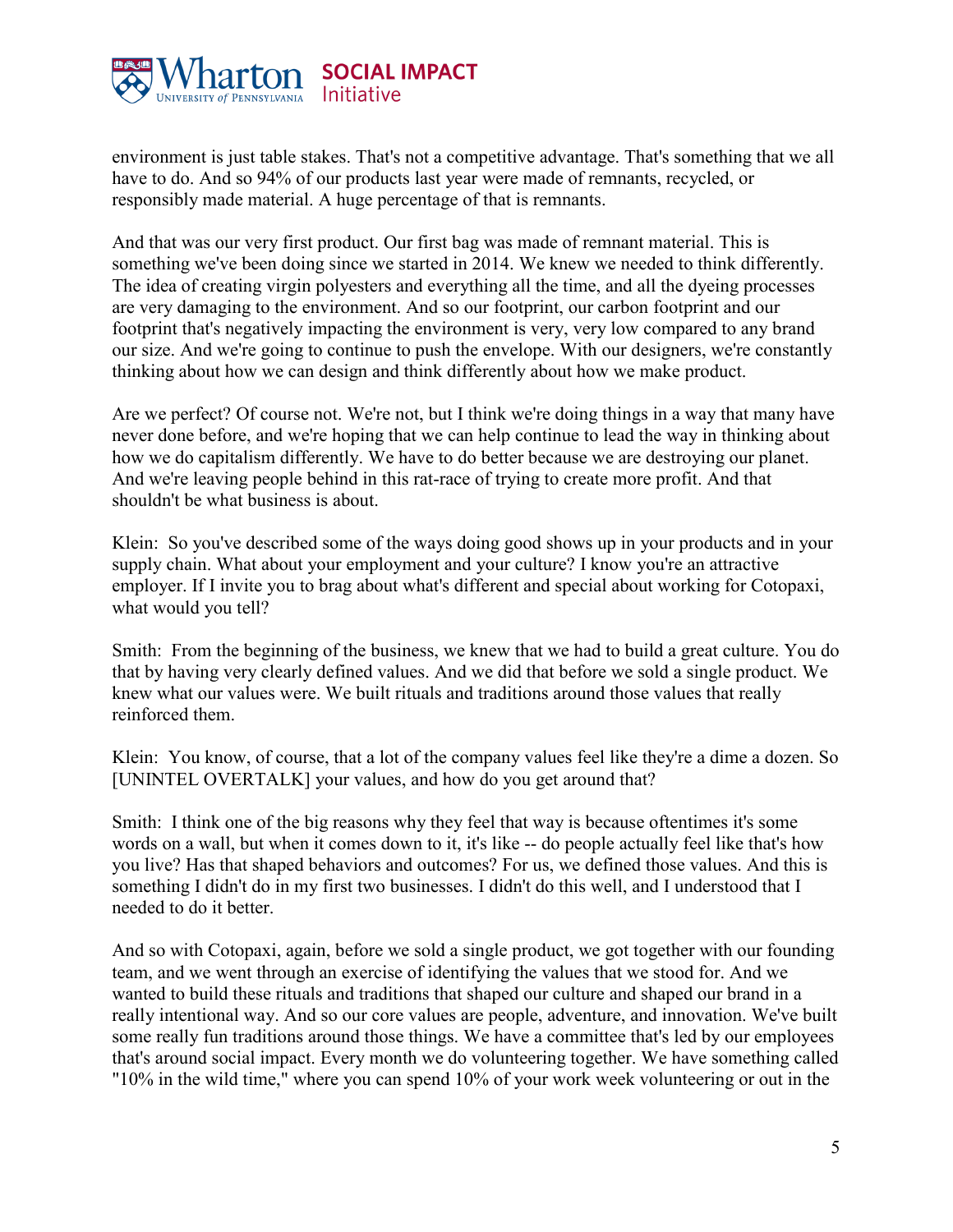environment is just table stakes. That's not a competitive advantage. That's something that we all have to do. And so 94% of our products last year were made of remnants, recycled, or responsibly made material. A huge percentage of that is remnants.

And that was our very first product. Our first bag was made of remnant material. This is something we've been doing since we started in 2014. We knew we needed to think differently. The idea of creating virgin polyesters and everything all the time, and all the dyeing processes are very damaging to the environment. And so our footprint, our carbon footprint and our footprint that's negatively impacting the environment is very, very low compared to any brand our size. And we're going to continue to push the envelope. With our designers, we're constantly thinking about how we can design and think differently about how we make product.

Are we perfect? Of course not. We're not, but I think we're doing things in a way that many have never done before, and we're hoping that we can help continue to lead the way in thinking about how we do capitalism differently. We have to do better because we are destroying our planet. And we're leaving people behind in this rat-race of trying to create more profit. And that shouldn't be what business is about.

Klein: So you've described some of the ways doing good shows up in your products and in your supply chain. What about your employment and your culture? I know you're an attractive employer. If I invite you to brag about what's different and special about working for Cotopaxi, what would you tell?

Smith: From the beginning of the business, we knew that we had to build a great culture. You do that by having very clearly defined values. And we did that before we sold a single product. We knew what our values were. We built rituals and traditions around those values that really reinforced them.

Klein: You know, of course, that a lot of the company values feel like they're a dime a dozen. So [UNINTEL OVERTALK] your values, and how do you get around that?

Smith: I think one of the big reasons why they feel that way is because oftentimes it's some words on a wall, but when it comes down to it, it's like -- do people actually feel like that's how you live? Has that shaped behaviors and outcomes? For us, we defined those values. And this is something I didn't do in my first two businesses. I didn't do this well, and I understood that I needed to do it better.

And so with Cotopaxi, again, before we sold a single product, we got together with our founding team, and we went through an exercise of identifying the values that we stood for. And we wanted to build these rituals and traditions that shaped our culture and shaped our brand in a really intentional way. And so our core values are people, adventure, and innovation. We've built some really fun traditions around those things. We have a committee that's led by our employees that's around social impact. Every month we do volunteering together. We have something called "10% in the wild time," where you can spend 10% of your work week volunteering or out in the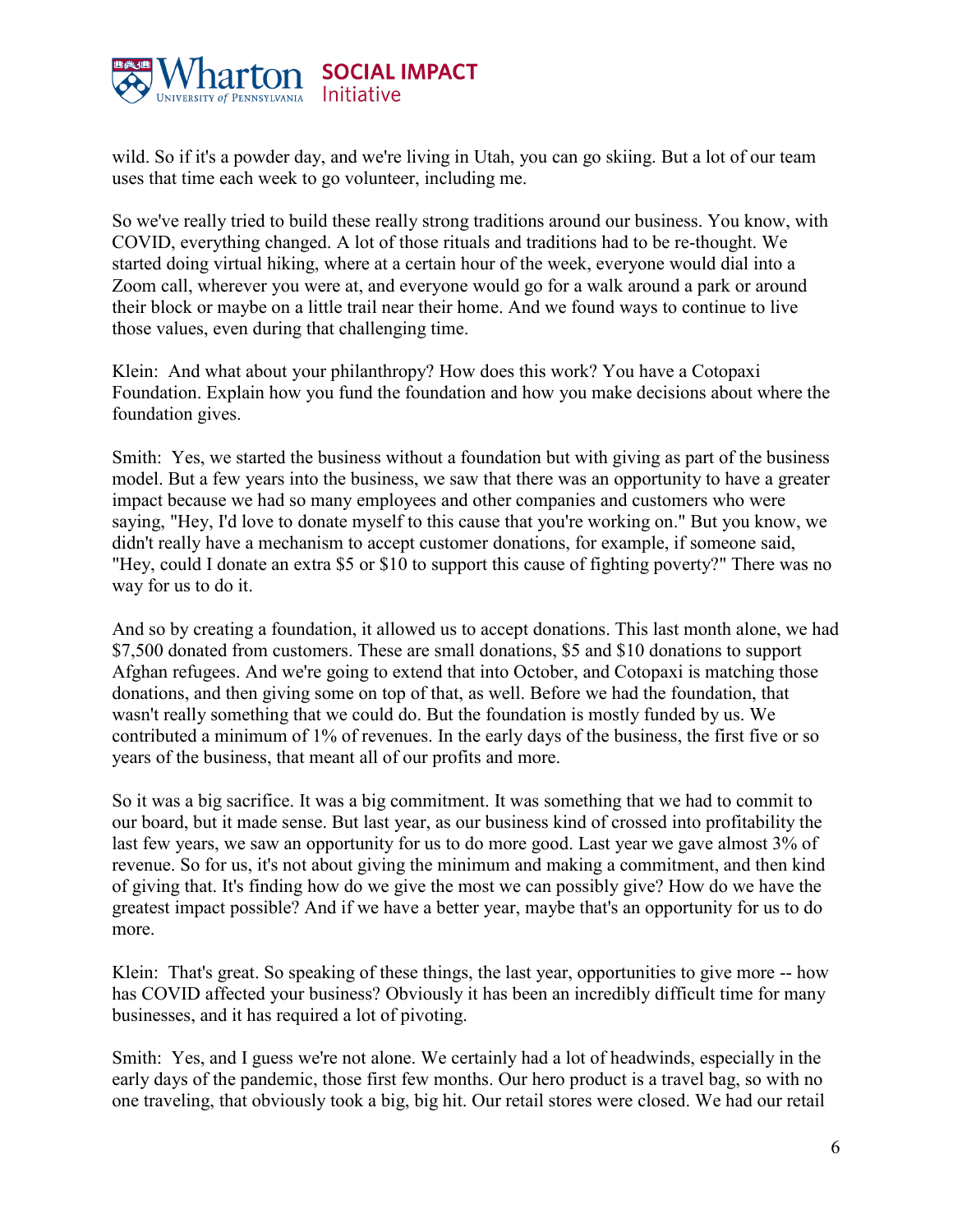wild. So if it's a powder day, and we're living in Utah, you can go skiing. But a lot of our team uses that time each week to go volunteer, including me.

So we've really tried to build these really strong traditions around our business. You know, with COVID, everything changed. A lot of those rituals and traditions had to be re-thought. We started doing virtual hiking, where at a certain hour of the week, everyone would dial into a Zoom call, wherever you were at, and everyone would go for a walk around a park or around their block or maybe on a little trail near their home. And we found ways to continue to live those values, even during that challenging time.

Klein: And what about your philanthropy? How does this work? You have a Cotopaxi Foundation. Explain how you fund the foundation and how you make decisions about where the foundation gives.

Smith: Yes, we started the business without a foundation but with giving as part of the business model. But a few years into the business, we saw that there was an opportunity to have a greater impact because we had so many employees and other companies and customers who were saying, "Hey, I'd love to donate myself to this cause that you're working on." But you know, we didn't really have a mechanism to accept customer donations, for example, if someone said, "Hey, could I donate an extra $5 or $10 to support this cause of fighting poverty?" There was no way for us to do it.

And so by creating a foundation, it allowed us to accept donations. This last month alone, we had $7,500 donated from customers. These are small donations, $5 and $10 donations to support Afghan refugees. And we're going to extend that into October, and Cotopaxi is matching those donations, and then giving some on top of that, as well. Before we had the foundation, that wasn't really something that we could do. But the foundation is mostly funded by us. We contributed a minimum of 1% of revenues. In the early days of the business, the first five or so years of the business, that meant all of our profits and more.

So it was a big sacrifice. It was a big commitment. It was something that we had to commit to our board, but it made sense. But last year, as our business kind of crossed into profitability the last few years, we saw an opportunity for us to do more good. Last year we gave almost 3% of revenue. So for us, it's not about giving the minimum and making a commitment, and then kind of giving that. It's finding how do we give the most we can possibly give? How do we have the greatest impact possible? And if we have a better year, maybe that's an opportunity for us to do more.

Klein: That's great. So speaking of these things, the last year, opportunities to give more -- how has COVID affected your business? Obviously it has been an incredibly difficult time for many businesses, and it has required a lot of pivoting.

Smith: Yes, and I guess we're not alone. We certainly had a lot of headwinds, especially in the early days of the pandemic, those first few months. Our hero product is a travel bag, so with no one traveling, that obviously took a big, big hit. Our retail stores were closed. We had our retail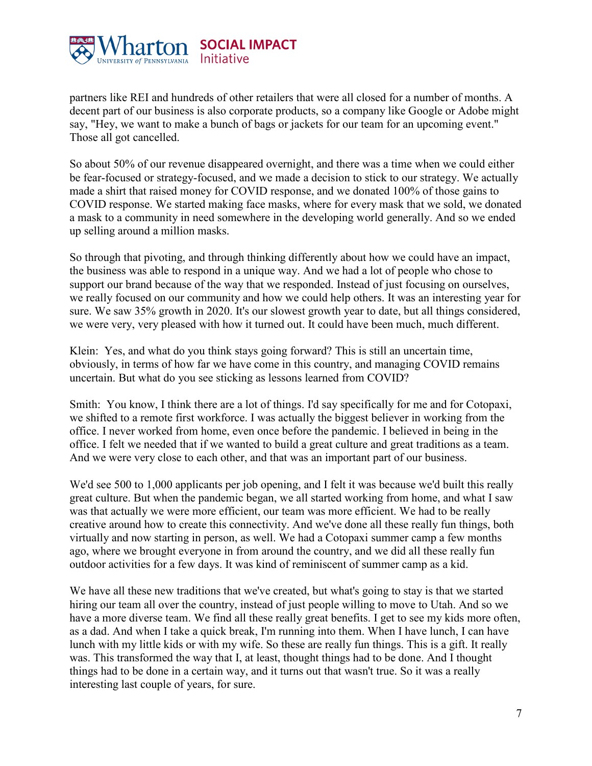partners like REI and hundreds of other retailers that were all closed for a number of months. A decent part of our business is also corporate products, so a company like Google or Adobe might say, "Hey, we want to make a bunch of bags or jackets for our team for an upcoming event." Those all got cancelled.

So about 50% of our revenue disappeared overnight, and there was a time when we could either be fear-focused or strategy-focused, and we made a decision to stick to our strategy. We actually made a shirt that raised money for COVID response, and we donated 100% of those gains to COVID response. We started making face masks, where for every mask that we sold, we donated a mask to a community in need somewhere in the developing world generally. And so we ended up selling around a million masks.

So through that pivoting, and through thinking differently about how we could have an impact, the business was able to respond in a unique way. And we had a lot of people who chose to support our brand because of the way that we responded. Instead of just focusing on ourselves, we really focused on our community and how we could help others. It was an interesting year for sure. We saw 35% growth in 2020. It's our slowest growth year to date, but all things considered, we were very, very pleased with how it turned out. It could have been much, much different.

Klein: Yes, and what do you think stays going forward? This is still an uncertain time, obviously, in terms of how far we have come in this country, and managing COVID remains uncertain. But what do you see sticking as lessons learned from COVID?

Smith: You know, I think there are a lot of things. I'd say specifically for me and for Cotopaxi, we shifted to a remote first workforce. I was actually the biggest believer in working from the office. I never worked from home, even once before the pandemic. I believed in being in the office. I felt we needed that if we wanted to build a great culture and great traditions as a team. And we were very close to each other, and that was an important part of our business.

We'd see 500 to 1,000 applicants per job opening, and I felt it was because we'd built this really great culture. But when the pandemic began, we all started working from home, and what I saw was that actually we were more efficient, our team was more efficient. We had to be really creative around how to create this connectivity. And we've done all these really fun things, both virtually and now starting in person, as well. We had a Cotopaxi summer camp a few months ago, where we brought everyone in from around the country, and we did all these really fun outdoor activities for a few days. It was kind of reminiscent of summer camp as a kid.

We have all these new traditions that we've created, but what's going to stay is that we started hiring our team all over the country, instead of just people willing to move to Utah. And so we have a more diverse team. We find all these really great benefits. I get to see my kids more often, as a dad. And when I take a quick break, I'm running into them. When I have lunch, I can have lunch with my little kids or with my wife. So these are really fun things. This is a gift. It really was. This transformed the way that I, at least, thought things had to be done. And I thought things had to be done in a certain way, and it turns out that wasn't true. So it was a really interesting last couple of years, for sure.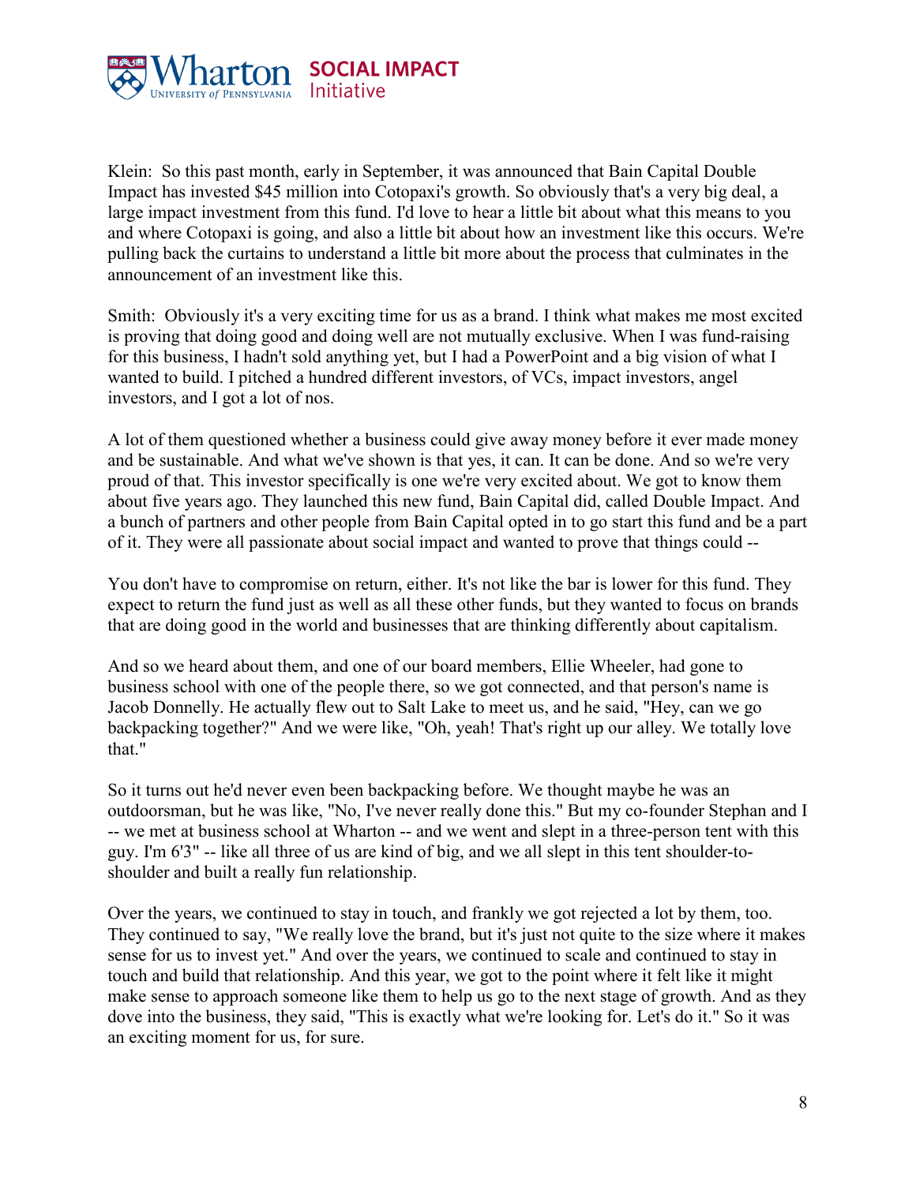Klein: So this past month, early in September, it was announced that Bain Capital Double Impact has invested $45 million into Cotopaxi's growth. So obviously that's a very big deal, a large impact investment from this fund. I'd love to hear a little bit about what this means to you and where Cotopaxi is going, and also a little bit about how an investment like this occurs. We're pulling back the curtains to understand a little bit more about the process that culminates in the announcement of an investment like this.

Smith: Obviously it's a very exciting time for us as a brand. I think what makes me most excited is proving that doing good and doing well are not mutually exclusive. When I was fund-raising for this business, I hadn't sold anything yet, but I had a PowerPoint and a big vision of what I wanted to build. I pitched a hundred different investors, of VCs, impact investors, angel investors, and I got a lot of nos.

A lot of them questioned whether a business could give away money before it ever made money and be sustainable. And what we've shown is that yes, it can. It can be done. And so we're very proud of that. This investor specifically is one we're very excited about. We got to know them about five years ago. They launched this new fund, Bain Capital did, called Double Impact. And a bunch of partners and other people from Bain Capital opted in to go start this fund and be a part of it. They were all passionate about social impact and wanted to prove that things could --

You don't have to compromise on return, either. It's not like the bar is lower for this fund. They expect to return the fund just as well as all these other funds, but they wanted to focus on brands that are doing good in the world and businesses that are thinking differently about capitalism.

And so we heard about them, and one of our board members, Ellie Wheeler, had gone to business school with one of the people there, so we got connected, and that person's name is Jacob Donnelly. He actually flew out to Salt Lake to meet us, and he said, "Hey, can we go backpacking together?" And we were like, "Oh, yeah! That's right up our alley. We totally love that."

So it turns out he'd never even been backpacking before. We thought maybe he was an outdoorsman, but he was like, "No, I've never really done this." But my co-founder Stephan and I -- we met at business school at Wharton -- and we went and slept in a three-person tent with this guy. I'm 6'3" -- like all three of us are kind of big, and we all slept in this tent shoulder-to-shoulder and built a really fun relationship.

Over the years, we continued to stay in touch, and frankly we got rejected a lot by them, too. They continued to say, "We really love the brand, but it's just not quite to the size where it makes sense for us to invest yet." And over the years, we continued to scale and continued to stay in touch and build that relationship. And this year, we got to the point where it felt like it might make sense to approach someone like them to help us go to the next stage of growth. And as they dove into the business, they said, "This is exactly what we're looking for. Let's do it." So it was an exciting moment for us, for sure.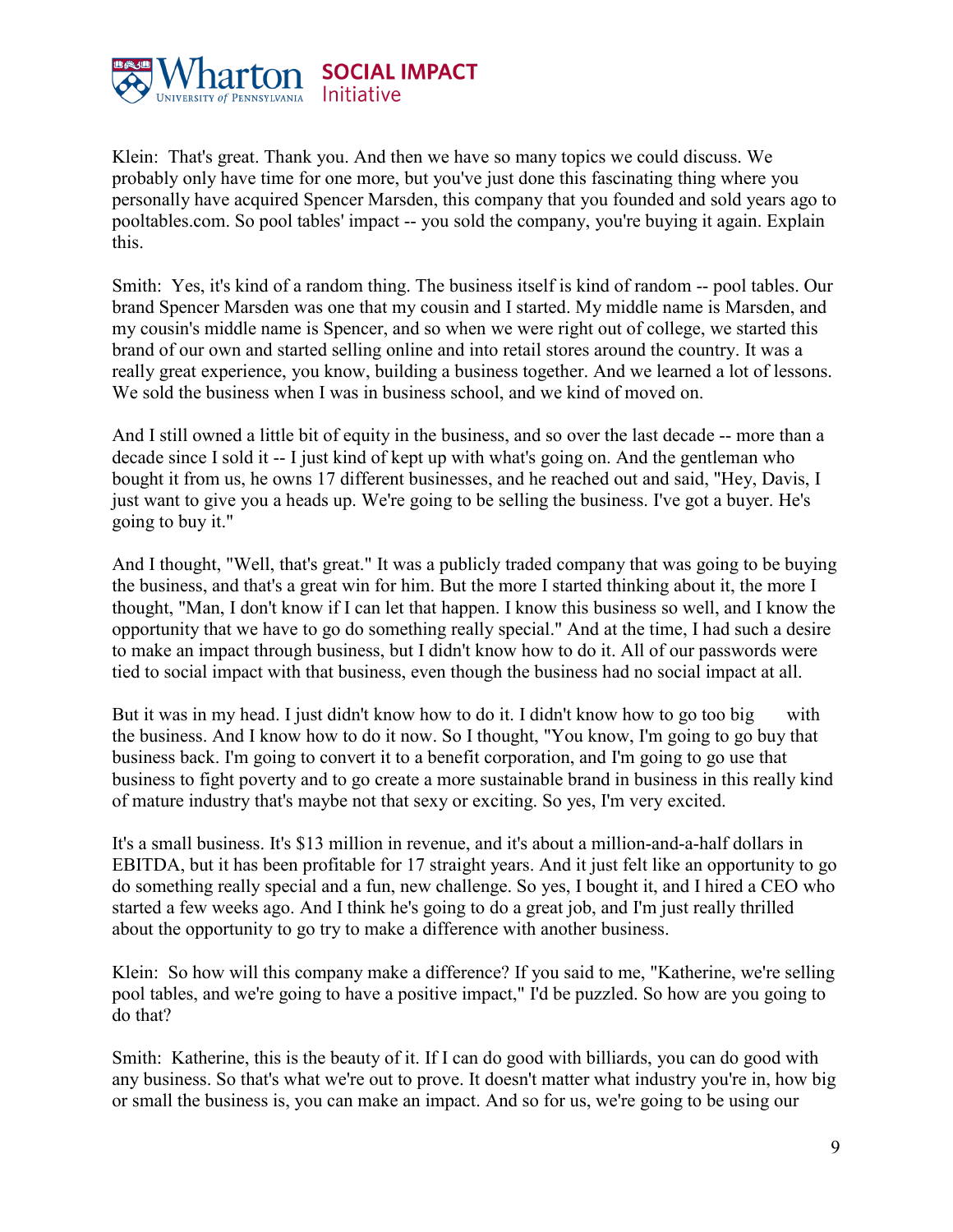Klein: That's great. Thank you. And then we have so many topics we could discuss. We probably only have time for one more, but you've just done this fascinating thing where you personally have acquired Spencer Marsden, this company that you founded and sold years ago to pooltables.com. So pool tables' impact -- you sold the company, you're buying it again. Explain this.

Smith: Yes, it's kind of a random thing. The business itself is kind of random -- pool tables. Our brand Spencer Marsden was one that my cousin and I started. My middle name is Marsden, and my cousin's middle name is Spencer, and so when we were right out of college, we started this brand of our own and started selling online and into retail stores around the country. It was a really great experience, you know, building a business together. And we learned a lot of lessons. We sold the business when I was in business school, and we kind of moved on.

And I still owned a little bit of equity in the business, and so over the last decade -- more than a decade since I sold it -- I just kind of kept up with what's going on. And the gentleman who bought it from us, he owns 17 different businesses, and he reached out and said, "Hey, Davis, I just want to give you a heads up. We're going to be selling the business. I've got a buyer. He's going to buy it."

And I thought, "Well, that's great." It was a publicly traded company that was going to be buying the business, and that's a great win for him. But the more I started thinking about it, the more I thought, "Man, I don't know if I can let that happen. I know this business so well, and I know the opportunity that we have to go do something really special." And at the time, I had such a desire to make an impact through business, but I didn't know how to do it. All of our passwords were tied to social impact with that business, even though the business had no social impact at all.

But it was in my head. I just didn't know how to do it. I didn't know how to go too big with the business. And I know how to do it now. So I thought, "You know, I'm going to go buy that business back. I'm going to convert it to a benefit corporation, and I'm going to go use that business to fight poverty and to go create a more sustainable brand in business in this really kind of mature industry that's maybe not that sexy or exciting. So yes, I'm very excited.

It's a small business. It's $13 million in revenue, and it's about a million-and-a-half dollars in EBITDA, but it has been profitable for 17 straight years. And it just felt like an opportunity to go do something really special and a fun, new challenge. So yes, I bought it, and I hired a CEO who started a few weeks ago. And I think he's going to do a great job, and I'm just really thrilled about the opportunity to go try to make a difference with another business.

Klein: So how will this company make a difference? If you said to me, "Katherine, we're selling pool tables, and we're going to have a positive impact," I'd be puzzled. So how are you going to do that?

Smith: Katherine, this is the beauty of it. If I can do good with billiards, you can do good with any business. So that's what we're out to prove. It doesn't matter what industry you're in, how big or small the business is, you can make an impact. And so for us, we're going to be using our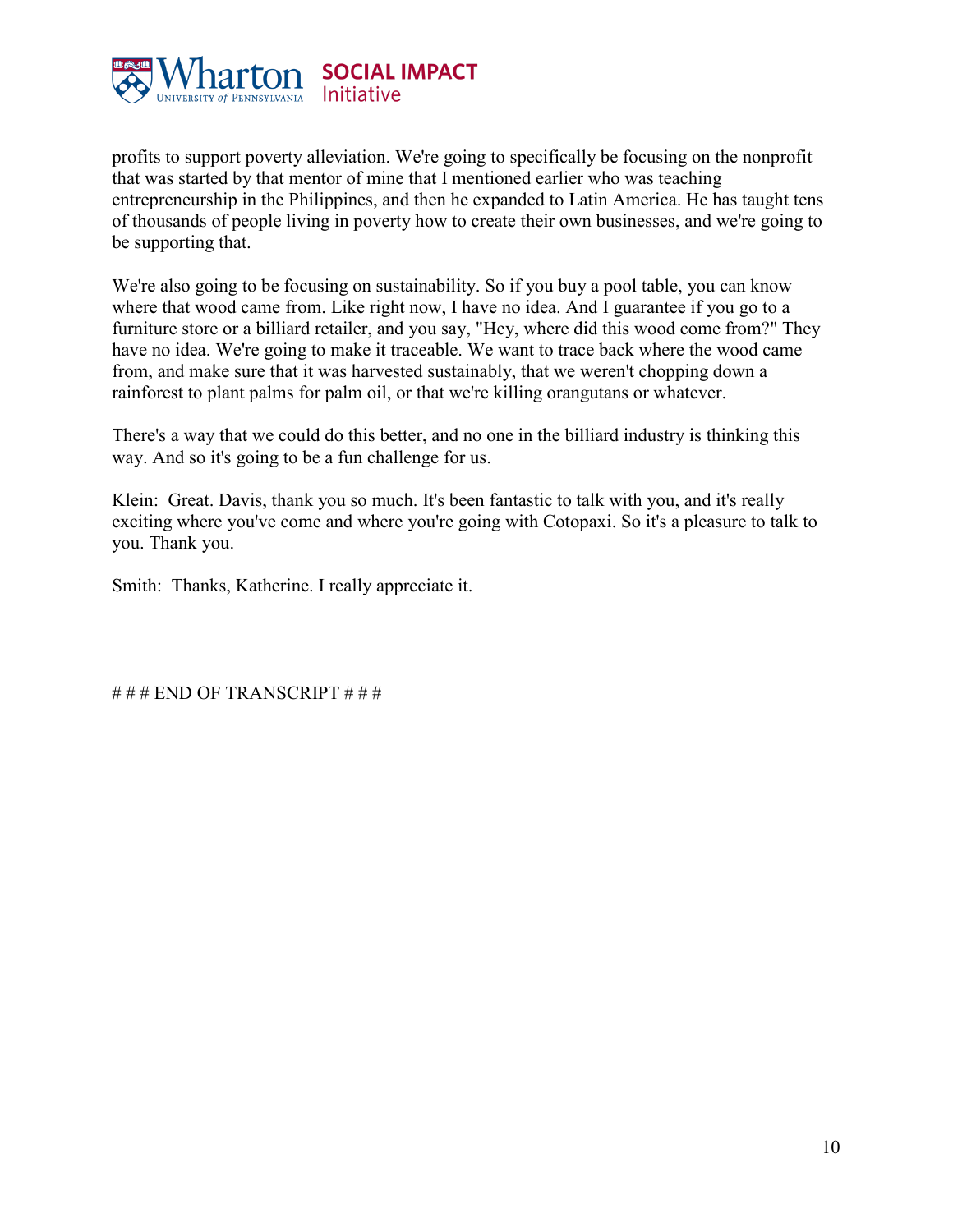profits to support poverty alleviation. We're going to specifically be focusing on the nonprofit that was started by that mentor of mine that I mentioned earlier who was teaching entrepreneurship in the Philippines, and then he expanded to Latin America. He has taught tens of thousands of people living in poverty how to create their own businesses, and we're going to be supporting that.

We're also going to be focusing on sustainability. So if you buy a pool table, you can know where that wood came from. Like right now, I have no idea. And I guarantee if you go to a furniture store or a billiard retailer, and you say, "Hey, where did this wood come from?" They have no idea. We're going to make it traceable. We want to trace back where the wood came from, and make sure that it was harvested sustainably, that we weren't chopping down a rainforest to plant palms for palm oil, or that we're killing orangutans or whatever.

There's a way that we could do this better, and no one in the billiard industry is thinking this way. And so it's going to be a fun challenge for us.

Klein: Great. Davis, thank you so much. It's been fantastic to talk with you, and it's really exciting where you've come and where you're going with Cotopaxi. So it's a pleasure to talk to you. Thank you.

Smith: Thanks, Katherine. I really appreciate it.

# # # END OF TRANSCRIPT # # #